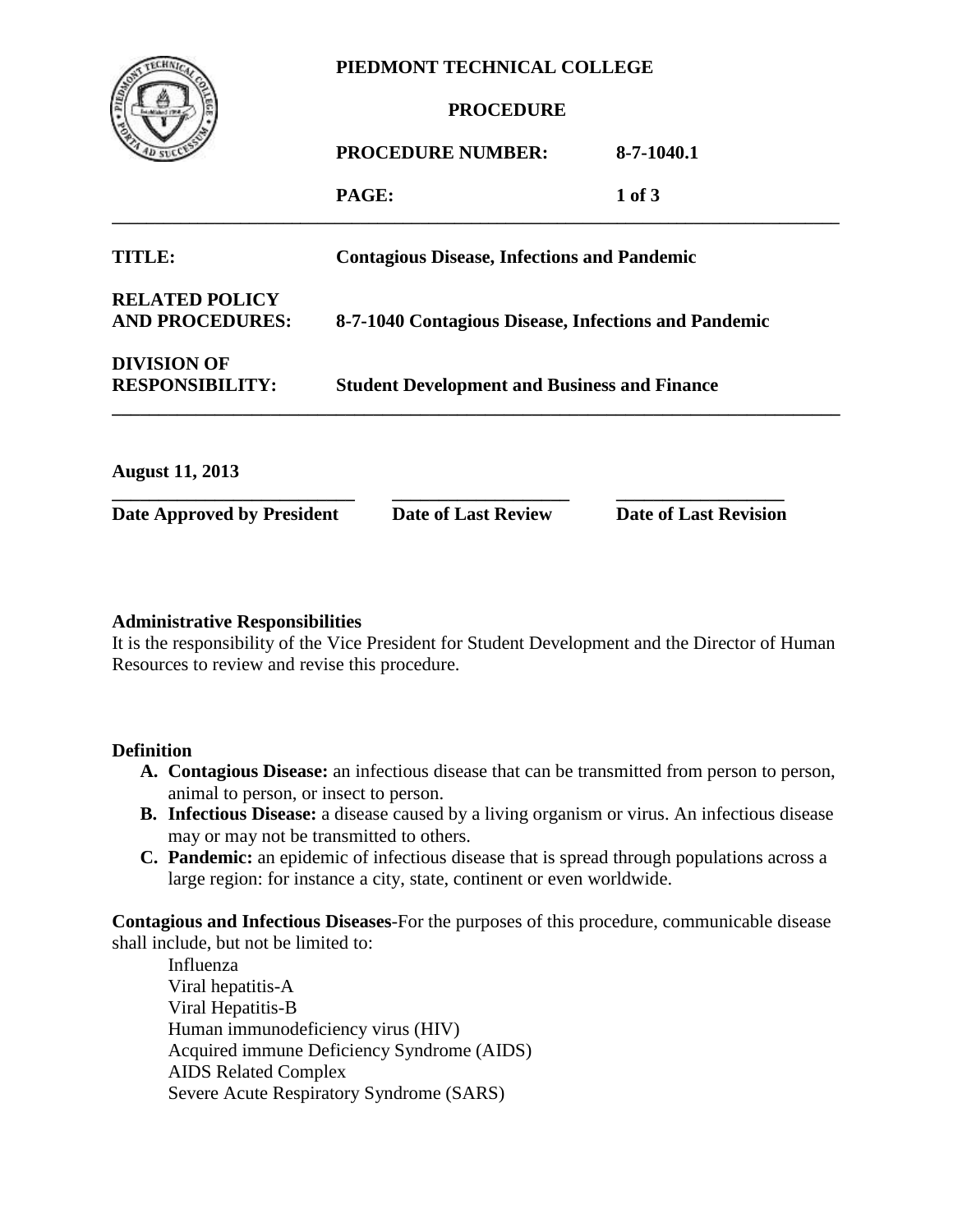**PIEDMONT TECHNICAL COLLEGE**

**PROCEDURE**

**PROCEDURE NUMBER:** **8-7-1040.1**

---

| | |
|---|---|
| **TITLE:** | **Contagious Disease, Infections and Pandemic** |
| **RELATED POLICY AND PROCEDURES:** | **8-7-1040 Contagious Disease, Infections and Pandemic** |
| **DIVISION OF RESPONSIBILITY:** | **Student Development and Business and Finance** |

---

| **August 11, 2013** | | |
|---|---|---|
| **Date Approved by President** | **Date of Last Review** | **Date of Last Revision** |

**Administrative Responsibilities**
It is the responsibility of the Vice President for Student Development and the Director of Human Resources to review and revise this procedure.

**Definition**

A. **Contagious Disease:** an infectious disease that can be transmitted from person to person, animal to person, or insect to person.
B. **Infectious Disease:** a disease caused by a living organism or virus. An infectious disease may or may not be transmitted to others.
C. **Pandemic:** an epidemic of infectious disease that is spread through populations across a large region: for instance a city, state, continent or even worldwide.

**Contagious and Infectious Diseases**-For the purposes of this procedure, communicable disease shall include, but not be limited to:

- Influenza
- Viral hepatitis-A
- Viral Hepatitis-B
- Human immunodeficiency virus (HIV)
- Acquired immune Deficiency Syndrome (AIDS)
- AIDS Related Complex
- Severe Acute Respiratory Syndrome (SARS)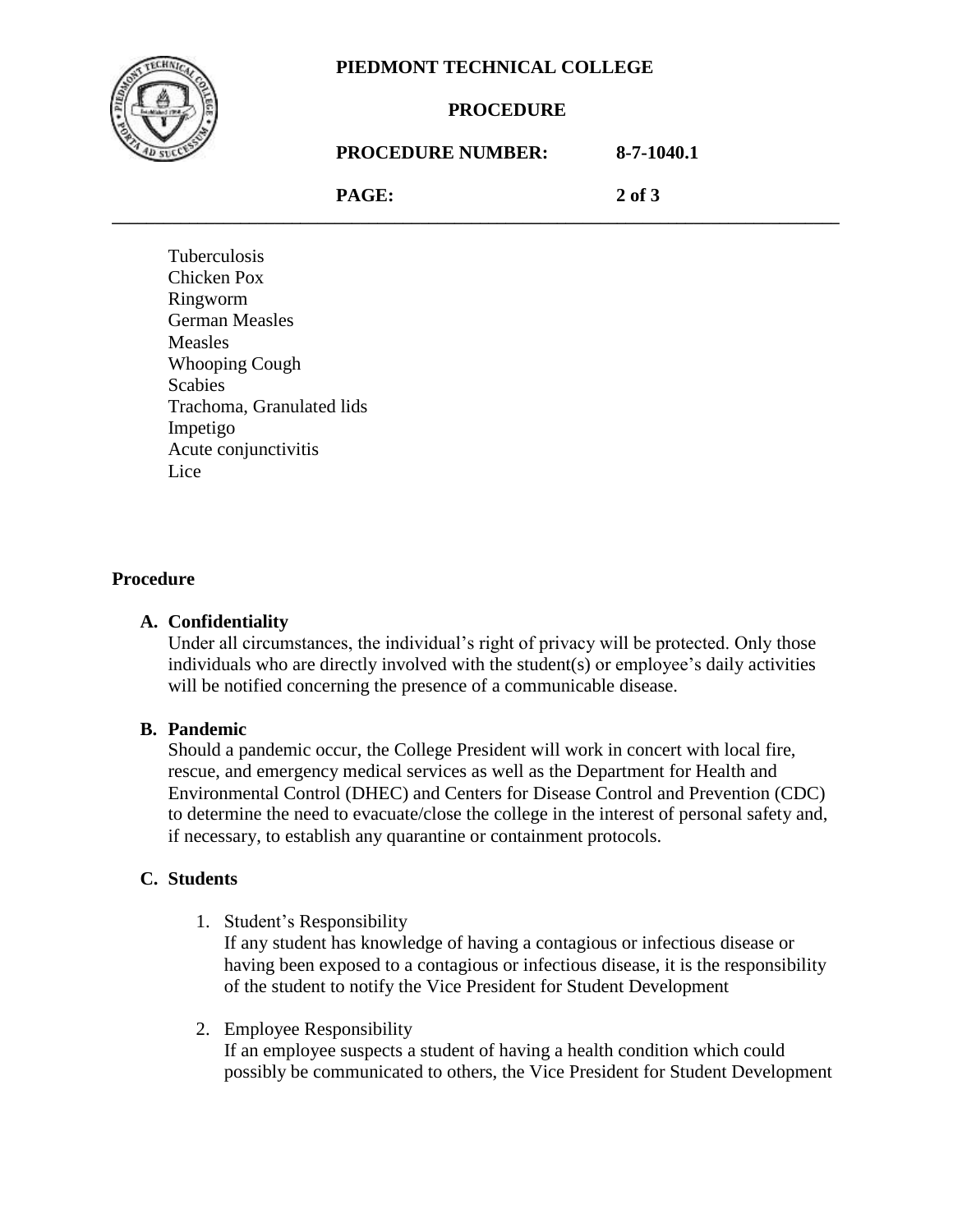Tuberculosis
Chicken Pox
Ringworm
German Measles
Measles
Whooping Cough
Scabies
Trachoma, Granulated lids
Impetigo
Acute conjunctivitis
Lice

## Procedure

### A. Confidentiality

Under all circumstances, the individual's right of privacy will be protected. Only those individuals who are directly involved with the student(s) or employee's daily activities will be notified concerning the presence of a communicable disease.

### B. Pandemic

Should a pandemic occur, the College President will work in concert with local fire, rescue, and emergency medical services as well as the Department for Health and Environmental Control (DHEC) and Centers for Disease Control and Prevention (CDC) to determine the need to evacuate/close the college in the interest of personal safety and, if necessary, to establish any quarantine or containment protocols.

### C. Students

1. Student's Responsibility
   If any student has knowledge of having a contagious or infectious disease or having been exposed to a contagious or infectious disease, it is the responsibility of the student to notify the Vice President for Student Development

2. Employee Responsibility
   If an employee suspects a student of having a health condition which could possibly be communicated to others, the Vice President for Student Development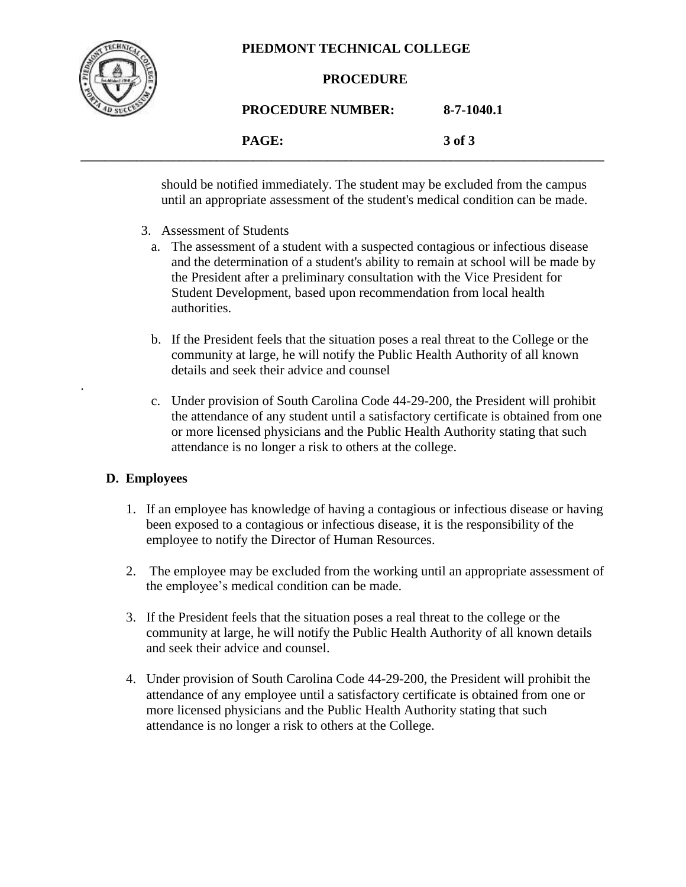should be notified immediately. The student may be excluded from the campus until an appropriate assessment of the student's medical condition can be made.

3. Assessment of Students
   a. The assessment of a student with a suspected contagious or infectious disease and the determination of a student's ability to remain at school will be made by the President after a preliminary consultation with the Vice President for Student Development, based upon recommendation from local health authorities.

   b. If the President feels that the situation poses a real threat to the College or the community at large, he will notify the Public Health Authority of all known details and seek their advice and counsel

   c. Under provision of South Carolina Code 44-29-200, the President will prohibit the attendance of any student until a satisfactory certificate is obtained from one or more licensed physicians and the Public Health Authority stating that such attendance is no longer a risk to others at the college.

**D. Employees**

1. If an employee has knowledge of having a contagious or infectious disease or having been exposed to a contagious or infectious disease, it is the responsibility of the employee to notify the Director of Human Resources.

2. The employee may be excluded from the working until an appropriate assessment of the employee's medical condition can be made.

3. If the President feels that the situation poses a real threat to the college or the community at large, he will notify the Public Health Authority of all known details and seek their advice and counsel.

4. Under provision of South Carolina Code 44-29-200, the President will prohibit the attendance of any employee until a satisfactory certificate is obtained from one or more licensed physicians and the Public Health Authority stating that such attendance is no longer a risk to others at the College.